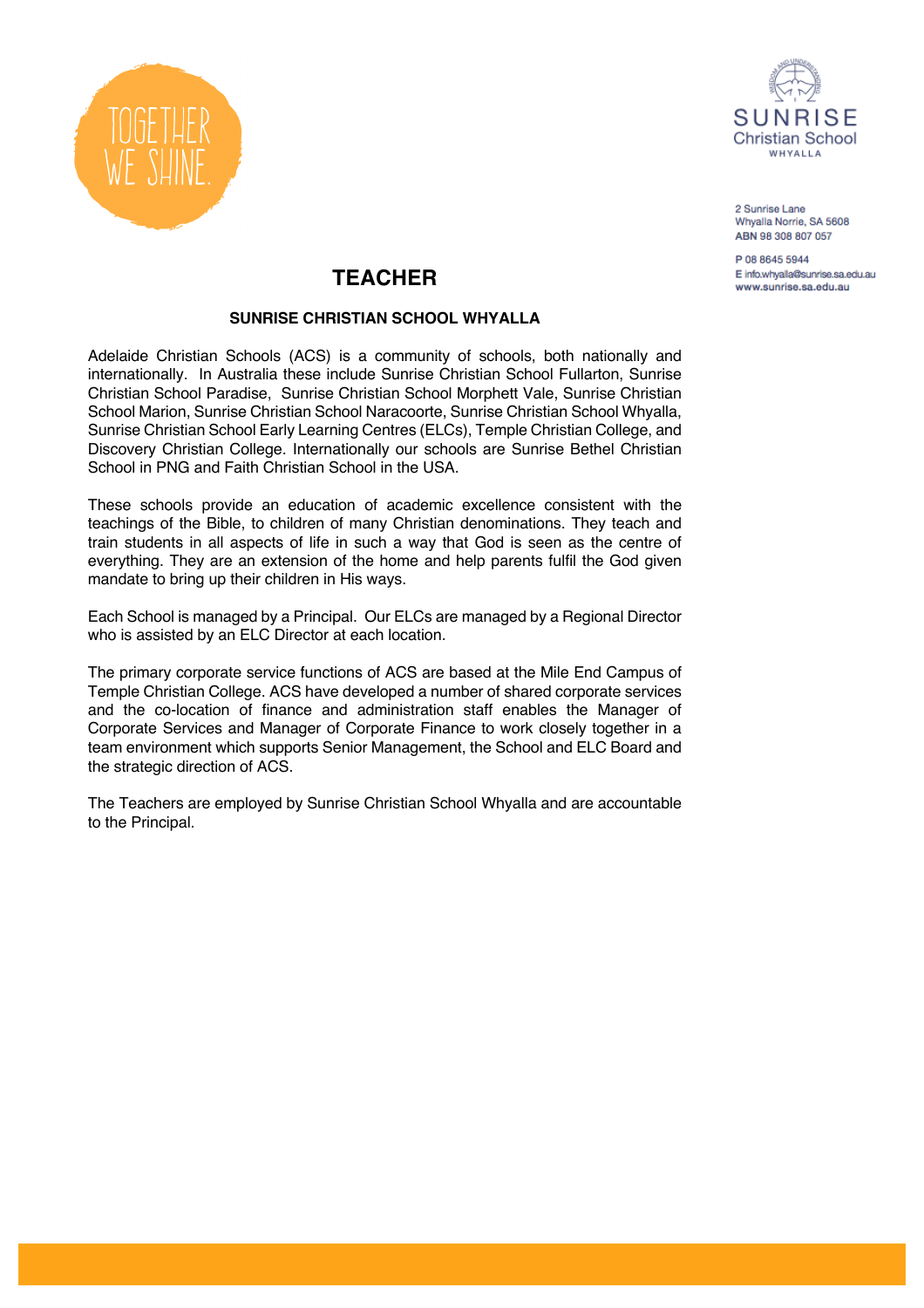TOGETHER WE SHINE.

SUNRISE Christian School WHYALLA

2 Sunrise Lane
Whyalla Norrie, SA 5608
ABN 98 308 807 057

P 08 8645 5944
E info.whyalla@sunrise.sa.edu.au
www.sunrise.sa.edu.au

# TEACHER

**SUNRISE CHRISTIAN SCHOOL WHYALLA**

Adelaide Christian Schools (ACS) is a community of schools, both nationally and internationally. In Australia these include Sunrise Christian School Fullarton, Sunrise Christian School Paradise, Sunrise Christian School Morphett Vale, Sunrise Christian School Marion, Sunrise Christian School Naracoorte, Sunrise Christian School Whyalla, Sunrise Christian School Early Learning Centres (ELCs), Temple Christian College, and Discovery Christian College. Internationally our schools are Sunrise Bethel Christian School in PNG and Faith Christian School in the USA.

These schools provide an education of academic excellence consistent with the teachings of the Bible, to children of many Christian denominations. They teach and train students in all aspects of life in such a way that God is seen as the centre of everything. They are an extension of the home and help parents fulfil the God given mandate to bring up their children in His ways.

Each School is managed by a Principal. Our ELCs are managed by a Regional Director who is assisted by an ELC Director at each location.

The primary corporate service functions of ACS are based at the Mile End Campus of Temple Christian College. ACS have developed a number of shared corporate services and the co-location of finance and administration staff enables the Manager of Corporate Services and Manager of Corporate Finance to work closely together in a team environment which supports Senior Management, the School and ELC Board and the strategic direction of ACS.

The Teachers are employed by Sunrise Christian School Whyalla and are accountable to the Principal.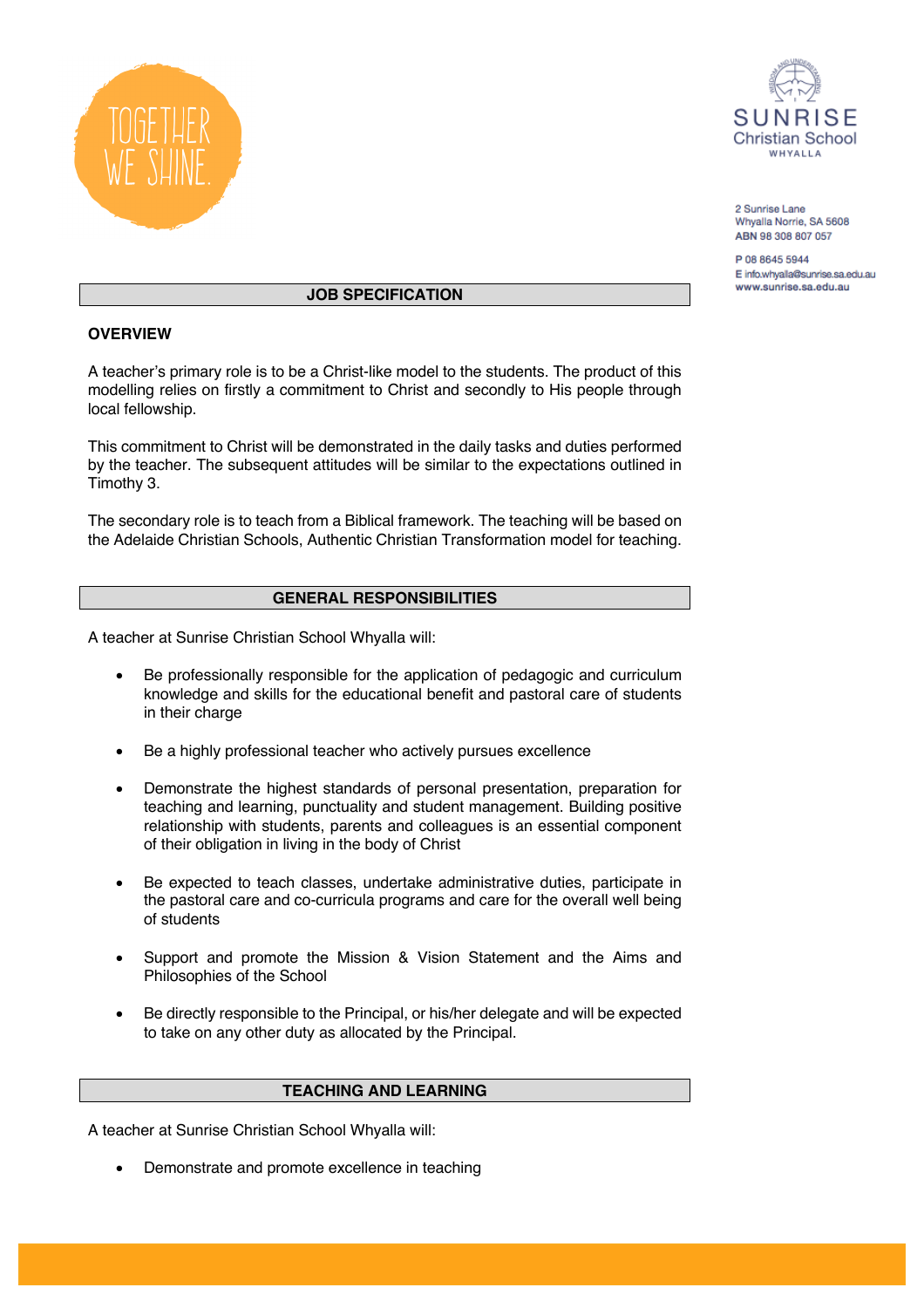## JOB SPECIFICATION

### OVERVIEW

A teacher's primary role is to be a Christ-like model to the students. The product of this modelling relies on firstly a commitment to Christ and secondly to His people through local fellowship.

This commitment to Christ will be demonstrated in the daily tasks and duties performed by the teacher. The subsequent attitudes will be similar to the expectations outlined in Timothy 3.

The secondary role is to teach from a Biblical framework. The teaching will be based on the Adelaide Christian Schools, Authentic Christian Transformation model for teaching.

## GENERAL RESPONSIBILITIES

A teacher at Sunrise Christian School Whyalla will:

- Be professionally responsible for the application of pedagogic and curriculum knowledge and skills for the educational benefit and pastoral care of students in their charge
- Be a highly professional teacher who actively pursues excellence
- Demonstrate the highest standards of personal presentation, preparation for teaching and learning, punctuality and student management. Building positive relationship with students, parents and colleagues is an essential component of their obligation in living in the body of Christ
- Be expected to teach classes, undertake administrative duties, participate in the pastoral care and co-curricula programs and care for the overall well being of students
- Support and promote the Mission & Vision Statement and the Aims and Philosophies of the School
- Be directly responsible to the Principal, or his/her delegate and will be expected to take on any other duty as allocated by the Principal.

## TEACHING AND LEARNING

A teacher at Sunrise Christian School Whyalla will:

- Demonstrate and promote excellence in teaching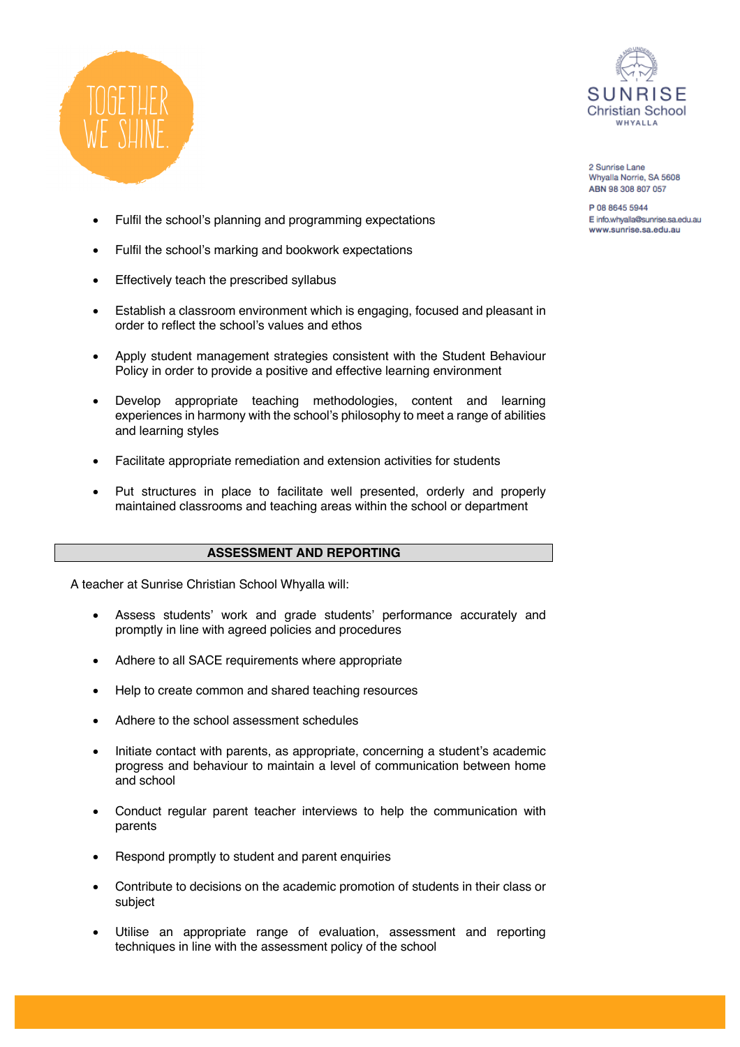- Fulfil the school's planning and programming expectations
- Fulfil the school's marking and bookwork expectations
- Effectively teach the prescribed syllabus
- Establish a classroom environment which is engaging, focused and pleasant in order to reflect the school's values and ethos
- Apply student management strategies consistent with the Student Behaviour Policy in order to provide a positive and effective learning environment
- Develop appropriate teaching methodologies, content and learning experiences in harmony with the school's philosophy to meet a range of abilities and learning styles
- Facilitate appropriate remediation and extension activities for students
- Put structures in place to facilitate well presented, orderly and properly maintained classrooms and teaching areas within the school or department

## ASSESSMENT AND REPORTING

A teacher at Sunrise Christian School Whyalla will:

- Assess students' work and grade students' performance accurately and promptly in line with agreed policies and procedures
- Adhere to all SACE requirements where appropriate
- Help to create common and shared teaching resources
- Adhere to the school assessment schedules
- Initiate contact with parents, as appropriate, concerning a student's academic progress and behaviour to maintain a level of communication between home and school
- Conduct regular parent teacher interviews to help the communication with parents
- Respond promptly to student and parent enquiries
- Contribute to decisions on the academic promotion of students in their class or subject
- Utilise an appropriate range of evaluation, assessment and reporting techniques in line with the assessment policy of the school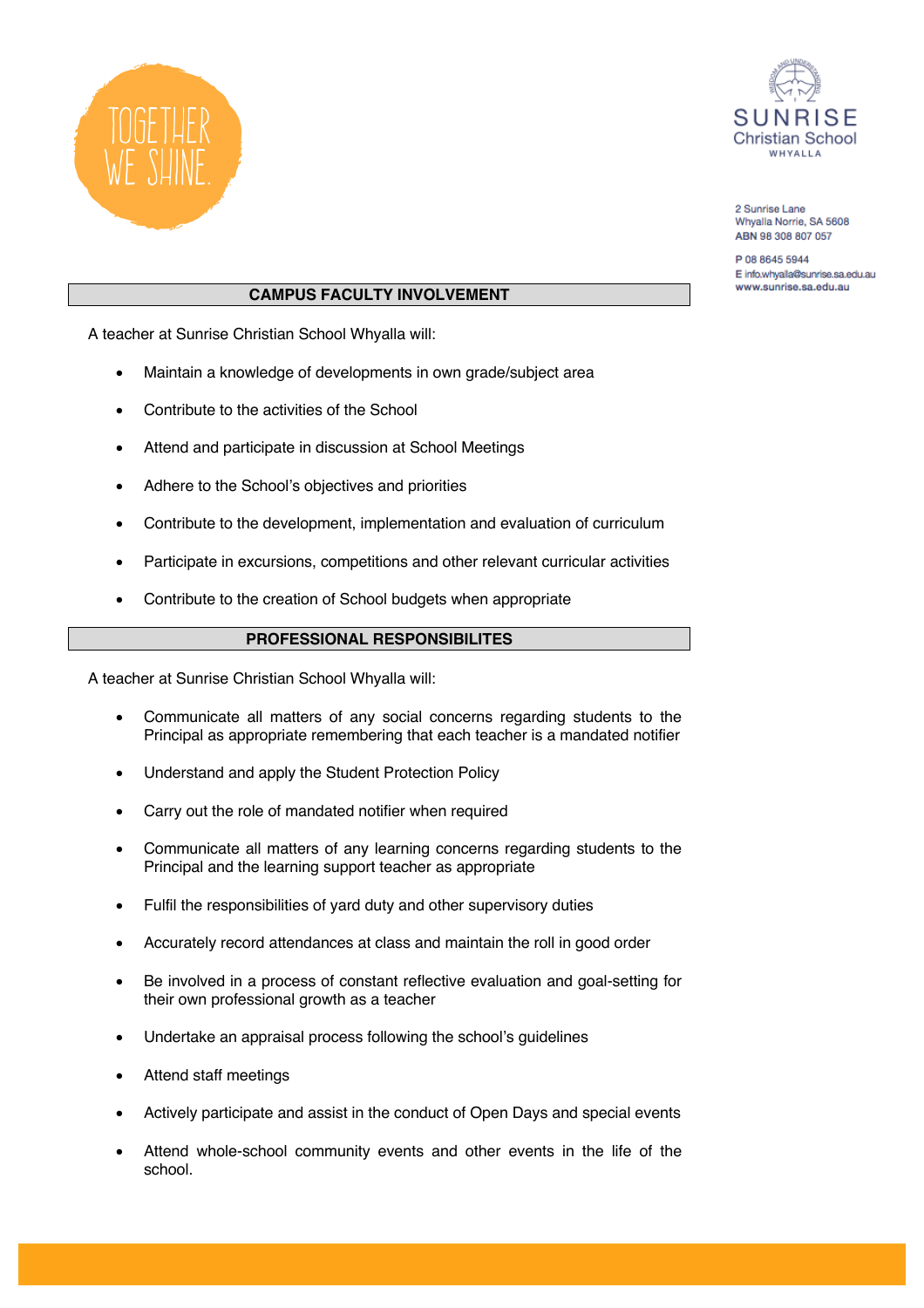## CAMPUS FACULTY INVOLVEMENT

A teacher at Sunrise Christian School Whyalla will:

- Maintain a knowledge of developments in own grade/subject area
- Contribute to the activities of the School
- Attend and participate in discussion at School Meetings
- Adhere to the School's objectives and priorities
- Contribute to the development, implementation and evaluation of curriculum
- Participate in excursions, competitions and other relevant curricular activities
- Contribute to the creation of School budgets when appropriate

## PROFESSIONAL RESPONSIBILITES

A teacher at Sunrise Christian School Whyalla will:

- Communicate all matters of any social concerns regarding students to the Principal as appropriate remembering that each teacher is a mandated notifier
- Understand and apply the Student Protection Policy
- Carry out the role of mandated notifier when required
- Communicate all matters of any learning concerns regarding students to the Principal and the learning support teacher as appropriate
- Fulfil the responsibilities of yard duty and other supervisory duties
- Accurately record attendances at class and maintain the roll in good order
- Be involved in a process of constant reflective evaluation and goal-setting for their own professional growth as a teacher
- Undertake an appraisal process following the school's guidelines
- Attend staff meetings
- Actively participate and assist in the conduct of Open Days and special events
- Attend whole-school community events and other events in the life of the school.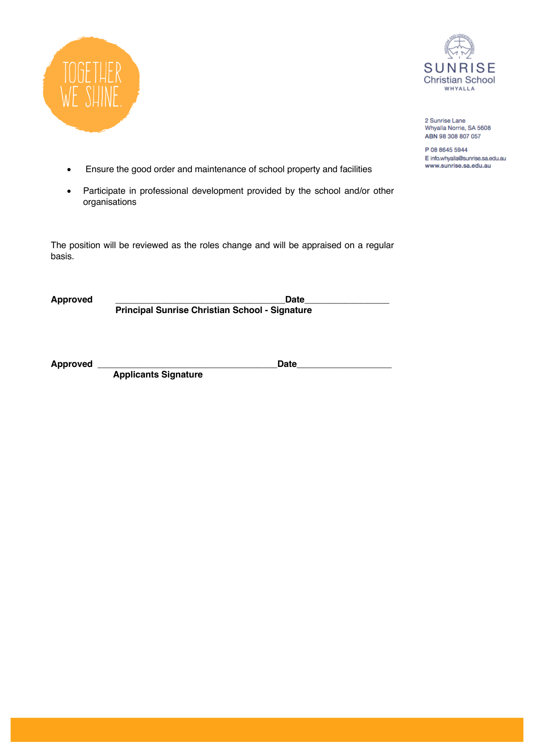- Ensure the good order and maintenance of school property and facilities
- Participate in professional development provided by the school and/or other organisations

The position will be reviewed as the roles change and will be appraised on a regular basis.

**Approved** \_\_\_\_\_\_\_\_\_\_\_\_\_\_\_\_\_\_\_\_\_\_\_\_\_\_\_\_\_\_\_\_\_\_\_\_**Date**\_\_\_\_\_\_\_\_\_\_\_\_\_\_\_\_\_\_
**Principal Sunrise Christian School - Signature**

**Approved** \_\_\_\_\_\_\_\_\_\_\_\_\_\_\_\_\_\_\_\_\_\_\_\_\_\_\_\_\_\_\_\_\_\_\_\_\_\_**Date**\_\_\_\_\_\_\_\_\_\_\_\_\_\_\_\_\_\_\_\_
**Applicants Signature**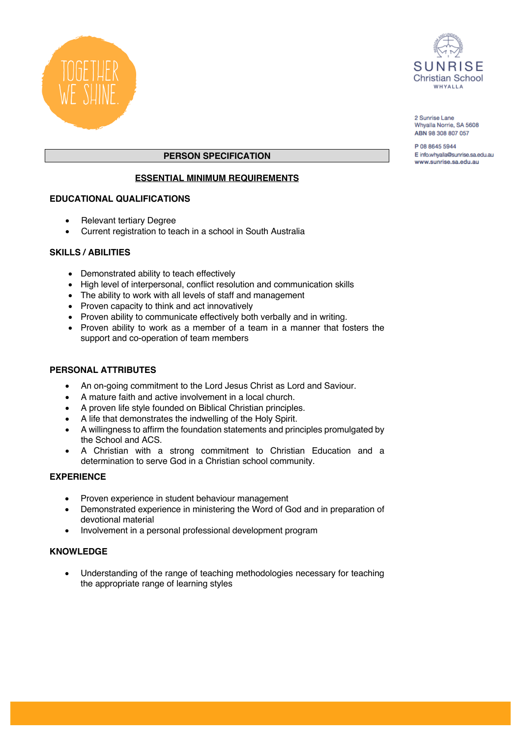TOGETHER WE SHINE.

SUNRISE Christian School
WHYALLA

2 Sunrise Lane
Whyalla Norrie, SA 5608
ABN 98 308 807 057

P 08 8645 5944
E info.whyalla@sunrise.sa.edu.au
www.sunrise.sa.edu.au

# PERSON SPECIFICATION

## ESSENTIAL MINIMUM REQUIREMENTS

### EDUCATIONAL QUALIFICATIONS

- Relevant tertiary Degree
- Current registration to teach in a school in South Australia

### SKILLS / ABILITIES

- Demonstrated ability to teach effectively
- High level of interpersonal, conflict resolution and communication skills
- The ability to work with all levels of staff and management
- Proven capacity to think and act innovatively
- Proven ability to communicate effectively both verbally and in writing.
- Proven ability to work as a member of a team in a manner that fosters the support and co-operation of team members

### PERSONAL ATTRIBUTES

- An on-going commitment to the Lord Jesus Christ as Lord and Saviour.
- A mature faith and active involvement in a local church.
- A proven life style founded on Biblical Christian principles.
- A life that demonstrates the indwelling of the Holy Spirit.
- A willingness to affirm the foundation statements and principles promulgated by the School and ACS.
- A Christian with a strong commitment to Christian Education and a determination to serve God in a Christian school community.

### EXPERIENCE

- Proven experience in student behaviour management
- Demonstrated experience in ministering the Word of God and in preparation of devotional material
- Involvement in a personal professional development program

### KNOWLEDGE

- Understanding of the range of teaching methodologies necessary for teaching the appropriate range of learning styles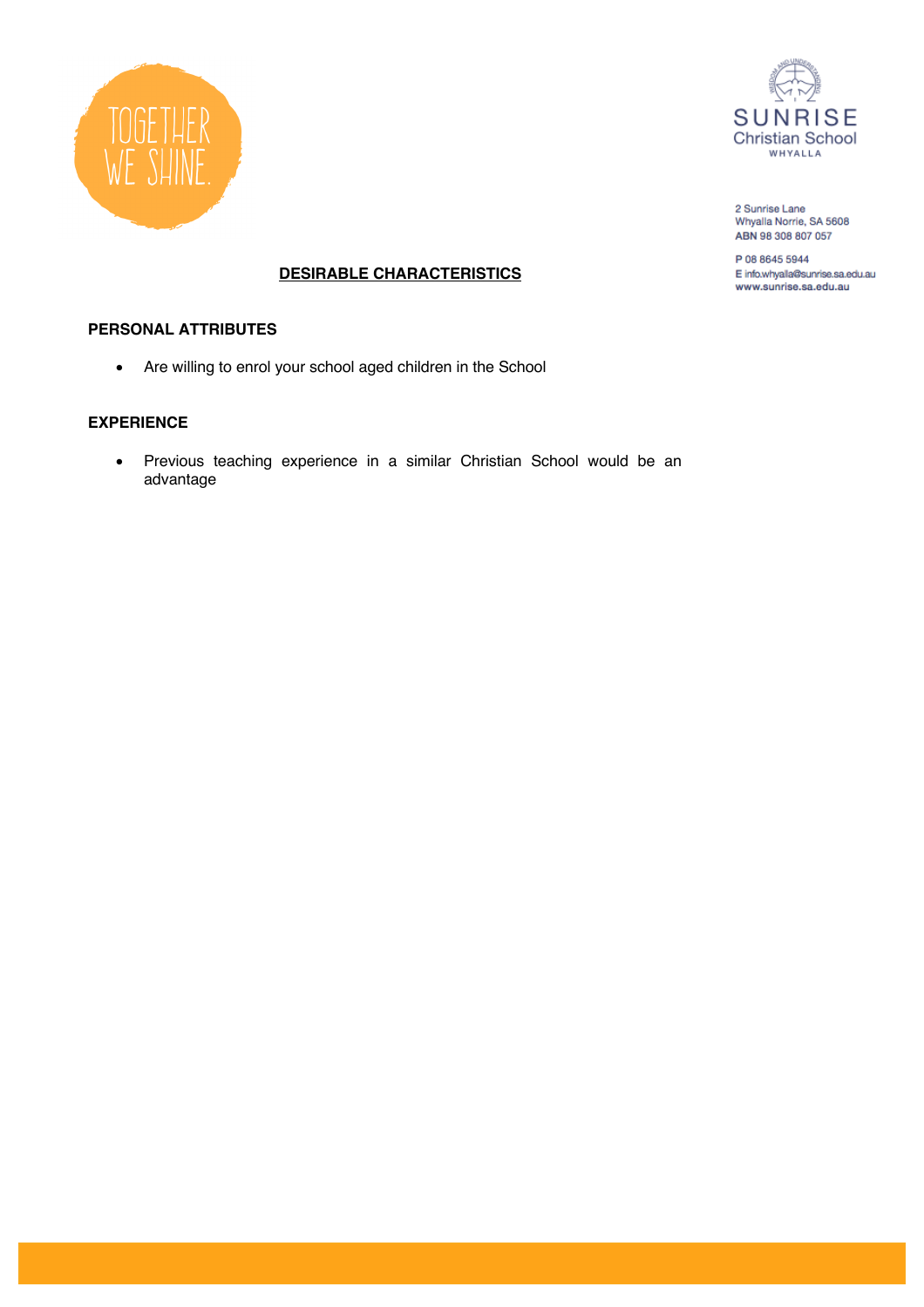2 Sunrise Lane
Whyalla Norrie, SA 5608
ABN 98 308 807 057

P 08 8645 5944
E info.whyalla@sunrise.sa.edu.au
www.sunrise.sa.edu.au

## DESIRABLE CHARACTERISTICS

### PERSONAL ATTRIBUTES

- Are willing to enrol your school aged children in the School

### EXPERIENCE

- Previous teaching experience in a similar Christian School would be an advantage